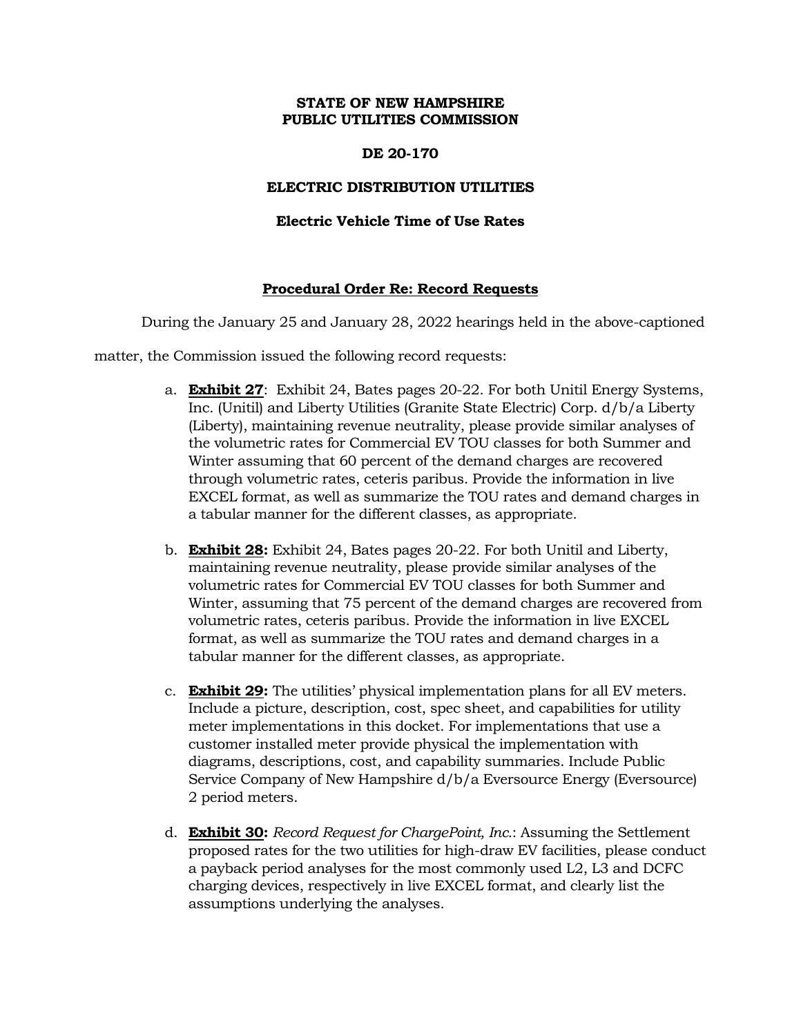**STATE OF NEW HAMPSHIRE**
**PUBLIC UTILITIES COMMISSION**

**DE 20-170**

**ELECTRIC DISTRIBUTION UTILITIES**

**Electric Vehicle Time of Use Rates**

**Procedural Order Re: Record Requests**

During the January 25 and January 28, 2022 hearings held in the above-captioned matter, the Commission issued the following record requests:

a. **Exhibit 27**: Exhibit 24, Bates pages 20-22. For both Unitil Energy Systems, Inc. (Unitil) and Liberty Utilities (Granite State Electric) Corp. d/b/a Liberty (Liberty), maintaining revenue neutrality, please provide similar analyses of the volumetric rates for Commercial EV TOU classes for both Summer and Winter assuming that 60 percent of the demand charges are recovered through volumetric rates, ceteris paribus. Provide the information in live EXCEL format, as well as summarize the TOU rates and demand charges in a tabular manner for the different classes, as appropriate.

b. **Exhibit 28:** Exhibit 24, Bates pages 20-22. For both Unitil and Liberty, maintaining revenue neutrality, please provide similar analyses of the volumetric rates for Commercial EV TOU classes for both Summer and Winter, assuming that 75 percent of the demand charges are recovered from volumetric rates, ceteris paribus. Provide the information in live EXCEL format, as well as summarize the TOU rates and demand charges in a tabular manner for the different classes, as appropriate.

c. **Exhibit 29:** The utilities' physical implementation plans for all EV meters. Include a picture, description, cost, spec sheet, and capabilities for utility meter implementations in this docket. For implementations that use a customer installed meter provide physical the implementation with diagrams, descriptions, cost, and capability summaries. Include Public Service Company of New Hampshire d/b/a Eversource Energy (Eversource) 2 period meters.

d. **Exhibit 30:** *Record Request for ChargePoint, Inc.*: Assuming the Settlement proposed rates for the two utilities for high-draw EV facilities, please conduct a payback period analyses for the most commonly used L2, L3 and DCFC charging devices, respectively in live EXCEL format, and clearly list the assumptions underlying the analyses.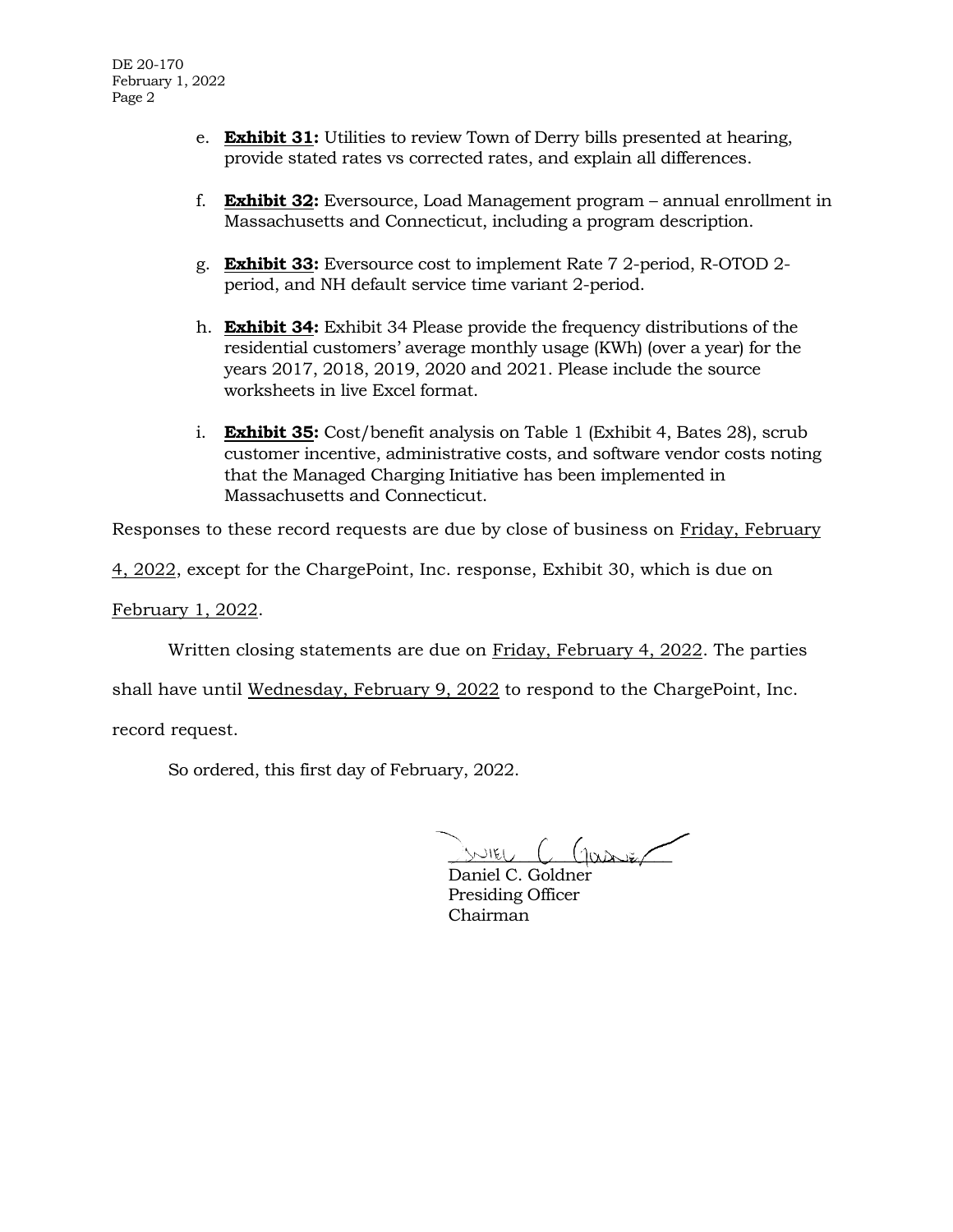e. **Exhibit 31:** Utilities to review Town of Derry bills presented at hearing, provide stated rates vs corrected rates, and explain all differences.

f. **Exhibit 32:** Eversource, Load Management program – annual enrollment in Massachusetts and Connecticut, including a program description.

g. **Exhibit 33:** Eversource cost to implement Rate 7 2-period, R-OTOD 2-period, and NH default service time variant 2-period.

h. **Exhibit 34:** Exhibit 34 Please provide the frequency distributions of the residential customers' average monthly usage (KWh) (over a year) for the years 2017, 2018, 2019, 2020 and 2021. Please include the source worksheets in live Excel format.

i. **Exhibit 35:** Cost/benefit analysis on Table 1 (Exhibit 4, Bates 28), scrub customer incentive, administrative costs, and software vendor costs noting that the Managed Charging Initiative has been implemented in Massachusetts and Connecticut.

Responses to these record requests are due by close of business on Friday, February 4, 2022, except for the ChargePoint, Inc. response, Exhibit 30, which is due on February 1, 2022.

Written closing statements are due on Friday, February 4, 2022. The parties shall have until Wednesday, February 9, 2022 to respond to the ChargePoint, Inc. record request.

So ordered, this first day of February, 2022.

Daniel C. Goldner
Presiding Officer
Chairman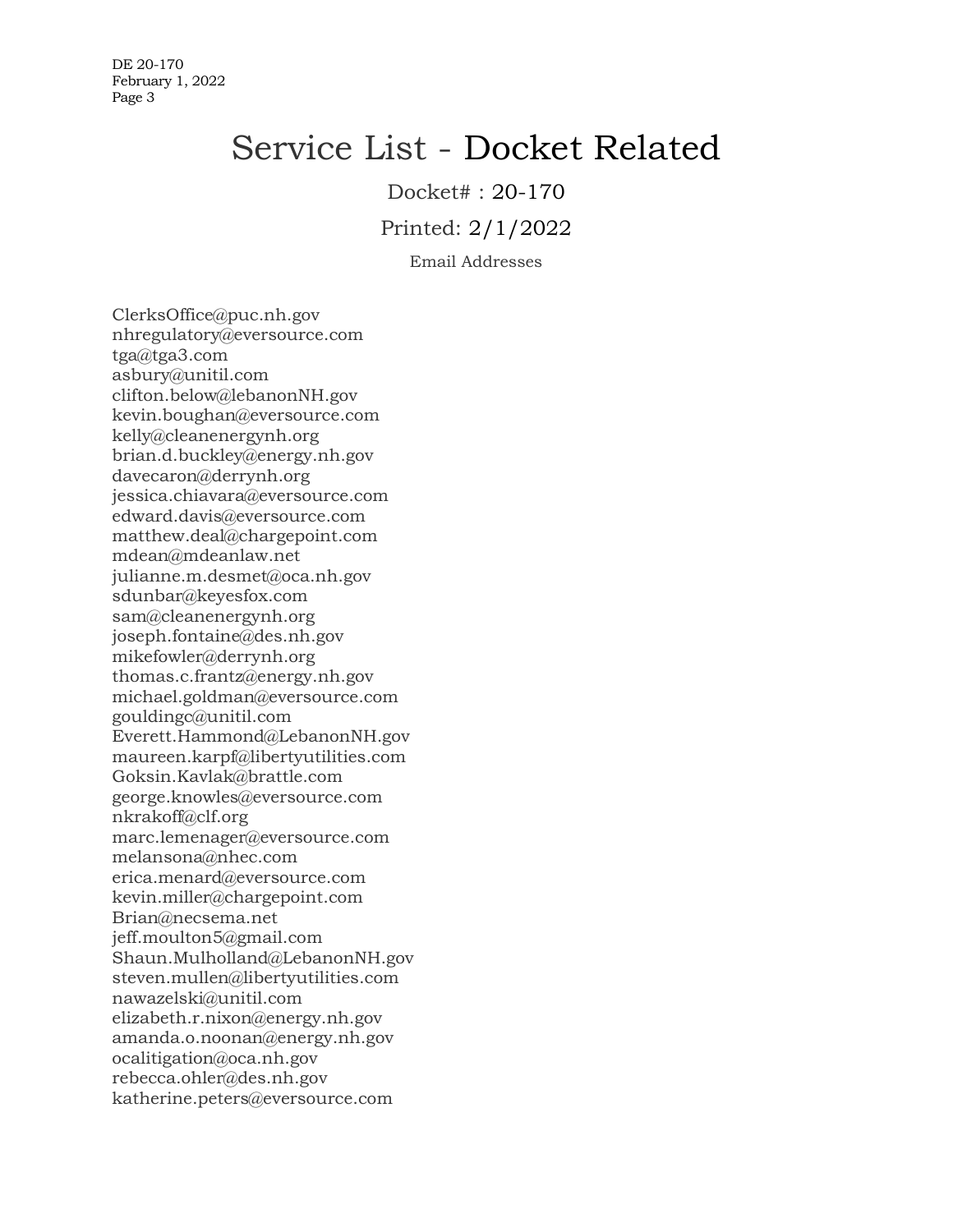# Service List - Docket Related

Docket# : 20-170

Printed: 2/1/2022

Email Addresses

ClerksOffice@puc.nh.gov
nhregulatory@eversource.com
tga@tga3.com
asbury@unitil.com
clifton.below@lebanonNH.gov
kevin.boughan@eversource.com
kelly@cleanenergynh.org
brian.d.buckley@energy.nh.gov
davecaron@derrynh.org
jessica.chiavara@eversource.com
edward.davis@eversource.com
matthew.deal@chargepoint.com
mdean@mdeanlaw.net
julianne.m.desmet@oca.nh.gov
sdunbar@keyesfox.com
sam@cleanenergynh.org
joseph.fontaine@des.nh.gov
mikefowler@derrynh.org
thomas.c.frantz@energy.nh.gov
michael.goldman@eversource.com
gouldingc@unitil.com
Everett.Hammond@LebanonNH.gov
maureen.karpf@libertyutilities.com
Goksin.Kavlak@brattle.com
george.knowles@eversource.com
nkrakoff@clf.org
marc.lemenager@eversource.com
melansona@nhec.com
erica.menard@eversource.com
kevin.miller@chargepoint.com
Brian@necsema.net
jeff.moulton5@gmail.com
Shaun.Mulholland@LebanonNH.gov
steven.mullen@libertyutilities.com
nawazelski@unitil.com
elizabeth.r.nixon@energy.nh.gov
amanda.o.noonan@energy.nh.gov
ocalitigation@oca.nh.gov
rebecca.ohler@des.nh.gov
katherine.peters@eversource.com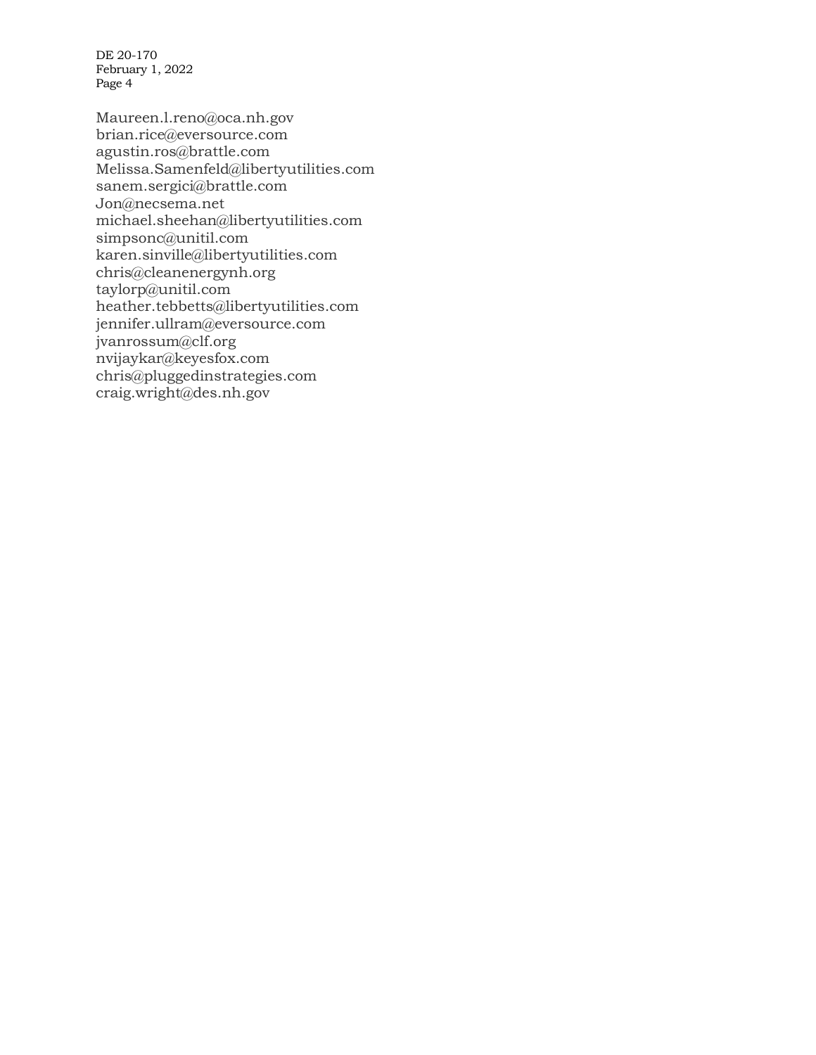Maureen.l.reno@oca.nh.gov
brian.rice@eversource.com
agustin.ros@brattle.com
Melissa.Samenfeld@libertyutilities.com
sanem.sergici@brattle.com
Jon@necsema.net
michael.sheehan@libertyutilities.com
simpsonc@unitil.com
karen.sinville@libertyutilities.com
chris@cleanenergynh.org
taylorp@unitil.com
heather.tebbetts@libertyutilities.com
jennifer.ullram@eversource.com
jvanrossum@clf.org
nvijaykar@keyesfox.com
chris@pluggedinstrategies.com
craig.wright@des.nh.gov